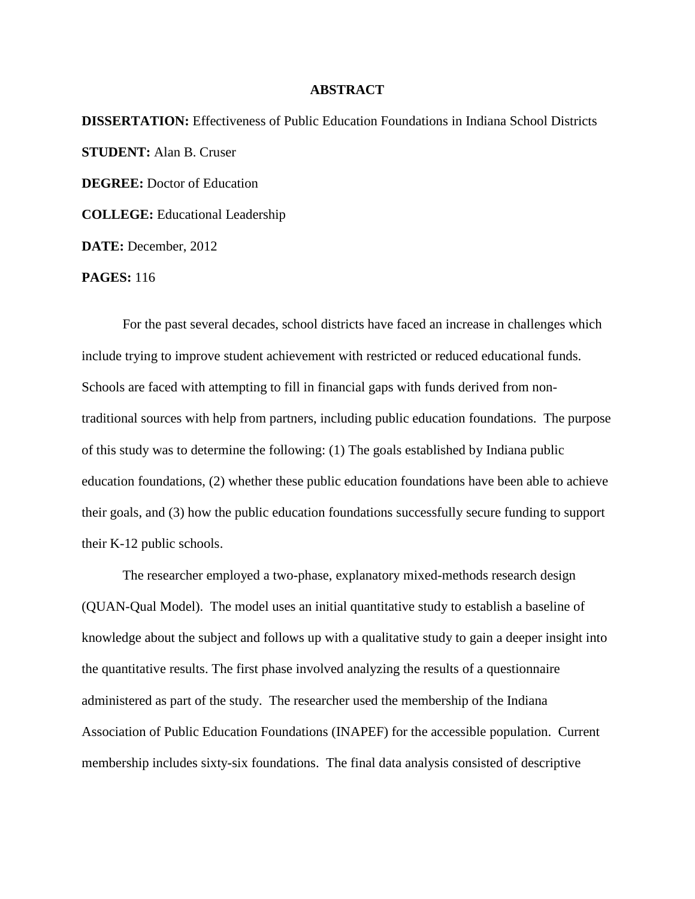# ABSTRACT

**DISSERTATION:** Effectiveness of Public Education Foundations in Indiana School Districts

**STUDENT:** Alan B. Cruser

**DEGREE:** Doctor of Education

**COLLEGE:** Educational Leadership

**DATE:** December, 2012

**PAGES:** 116

For the past several decades, school districts have faced an increase in challenges which include trying to improve student achievement with restricted or reduced educational funds. Schools are faced with attempting to fill in financial gaps with funds derived from non-traditional sources with help from partners, including public education foundations. The purpose of this study was to determine the following: (1) The goals established by Indiana public education foundations, (2) whether these public education foundations have been able to achieve their goals, and (3) how the public education foundations successfully secure funding to support their K-12 public schools.

The researcher employed a two-phase, explanatory mixed-methods research design (QUAN-Qual Model). The model uses an initial quantitative study to establish a baseline of knowledge about the subject and follows up with a qualitative study to gain a deeper insight into the quantitative results. The first phase involved analyzing the results of a questionnaire administered as part of the study. The researcher used the membership of the Indiana Association of Public Education Foundations (INAPEF) for the accessible population. Current membership includes sixty-six foundations. The final data analysis consisted of descriptive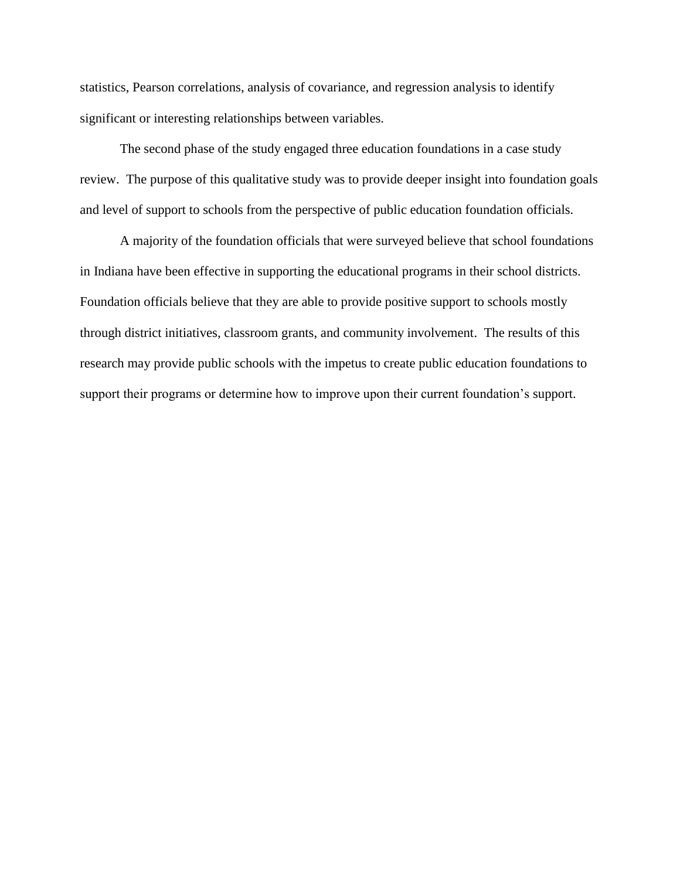statistics, Pearson correlations, analysis of covariance, and regression analysis to identify significant or interesting relationships between variables.

The second phase of the study engaged three education foundations in a case study review. The purpose of this qualitative study was to provide deeper insight into foundation goals and level of support to schools from the perspective of public education foundation officials.

A majority of the foundation officials that were surveyed believe that school foundations in Indiana have been effective in supporting the educational programs in their school districts. Foundation officials believe that they are able to provide positive support to schools mostly through district initiatives, classroom grants, and community involvement. The results of this research may provide public schools with the impetus to create public education foundations to support their programs or determine how to improve upon their current foundation's support.